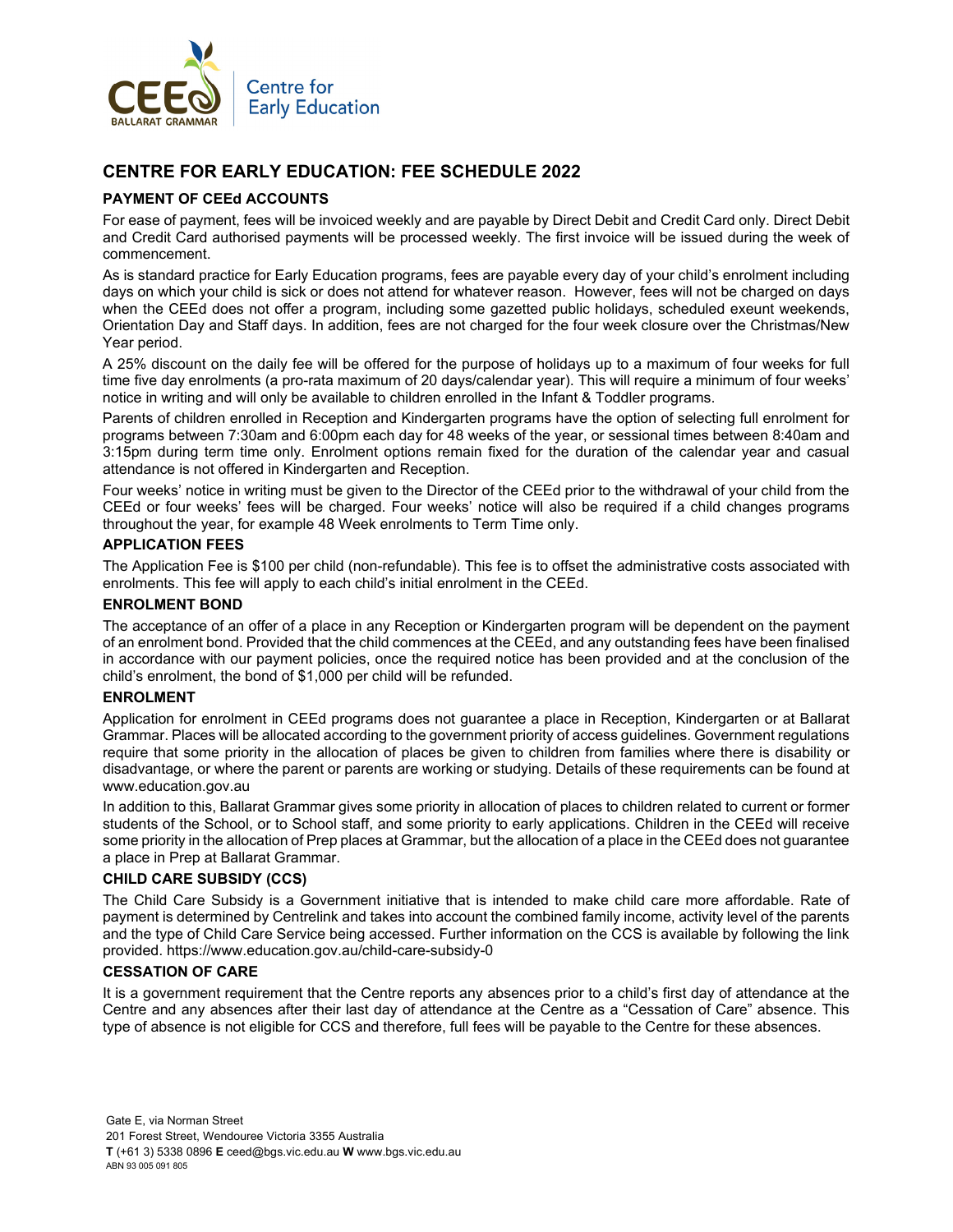Centre for Early Education

BALLARAT GRAMMAR

# CENTRE FOR EARLY EDUCATION: FEE SCHEDULE 2022

## PAYMENT OF CEEd ACCOUNTS

For ease of payment, fees will be invoiced weekly and are payable by Direct Debit and Credit Card only. Direct Debit and Credit Card authorised payments will be processed weekly. The first invoice will be issued during the week of commencement.

As is standard practice for Early Education programs, fees are payable every day of your child's enrolment including days on which your child is sick or does not attend for whatever reason. However, fees will not be charged on days when the CEEd does not offer a program, including some gazetted public holidays, scheduled exeunt weekends, Orientation Day and Staff days. In addition, fees are not charged for the four week closure over the Christmas/New Year period.

A 25% discount on the daily fee will be offered for the purpose of holidays up to a maximum of four weeks for full time five day enrolments (a pro-rata maximum of 20 days/calendar year). This will require a minimum of four weeks' notice in writing and will only be available to children enrolled in the Infant & Toddler programs.

Parents of children enrolled in Reception and Kindergarten programs have the option of selecting full enrolment for programs between 7:30am and 6:00pm each day for 48 weeks of the year, or sessional times between 8:40am and 3:15pm during term time only. Enrolment options remain fixed for the duration of the calendar year and casual attendance is not offered in Kindergarten and Reception.

Four weeks' notice in writing must be given to the Director of the CEEd prior to the withdrawal of your child from the CEEd or four weeks' fees will be charged. Four weeks' notice will also be required if a child changes programs throughout the year, for example 48 Week enrolments to Term Time only.

## APPLICATION FEES

The Application Fee is $100 per child (non-refundable). This fee is to offset the administrative costs associated with enrolments. This fee will apply to each child's initial enrolment in the CEEd.

## ENROLMENT BOND

The acceptance of an offer of a place in any Reception or Kindergarten program will be dependent on the payment of an enrolment bond. Provided that the child commences at the CEEd, and any outstanding fees have been finalised in accordance with our payment policies, once the required notice has been provided and at the conclusion of the child's enrolment, the bond of $1,000 per child will be refunded.

## ENROLMENT

Application for enrolment in CEEd programs does not guarantee a place in Reception, Kindergarten or at Ballarat Grammar. Places will be allocated according to the government priority of access guidelines. Government regulations require that some priority in the allocation of places be given to children from families where there is disability or disadvantage, or where the parent or parents are working or studying. Details of these requirements can be found at www.education.gov.au

In addition to this, Ballarat Grammar gives some priority in allocation of places to children related to current or former students of the School, or to School staff, and some priority to early applications. Children in the CEEd will receive some priority in the allocation of Prep places at Grammar, but the allocation of a place in the CEEd does not guarantee a place in Prep at Ballarat Grammar.

## CHILD CARE SUBSIDY (CCS)

The Child Care Subsidy is a Government initiative that is intended to make child care more affordable. Rate of payment is determined by Centrelink and takes into account the combined family income, activity level of the parents and the type of Child Care Service being accessed. Further information on the CCS is available by following the link provided. https://www.education.gov.au/child-care-subsidy-0

## CESSATION OF CARE

It is a government requirement that the Centre reports any absences prior to a child's first day of attendance at the Centre and any absences after their last day of attendance at the Centre as a "Cessation of Care" absence. This type of absence is not eligible for CCS and therefore, full fees will be payable to the Centre for these absences.

Gate E, via Norman Street
201 Forest Street, Wendouree Victoria 3355 Australia
**T** (+61 3) 5338 0896 **E** ceed@bgs.vic.edu.au **W** www.bgs.vic.edu.au
ABN 93 005 091 805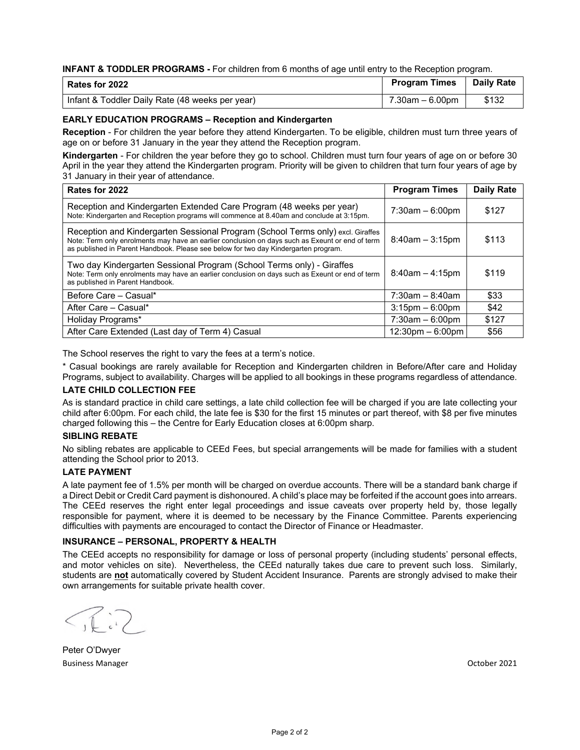**INFANT & TODDLER PROGRAMS -** For children from 6 months of age until entry to the Reception program.

| Rates for 2022 | Program Times | Daily Rate |
|---|---|---|
| Infant & Toddler Daily Rate (48 weeks per year) | 7.30am – 6.00pm | $132 |

**EARLY EDUCATION PROGRAMS – Reception and Kindergarten**

**Reception** - For children the year before they attend Kindergarten. To be eligible, children must turn three years of age on or before 31 January in the year they attend the Reception program.

**Kindergarten** - For children the year before they go to school. Children must turn four years of age on or before 30 April in the year they attend the Kindergarten program. Priority will be given to children that turn four years of age by 31 January in their year of attendance.

| Rates for 2022 | Program Times | Daily Rate |
|---|---|---|
| Reception and Kindergarten Extended Care Program (48 weeks per year)<br>Note: Kindergarten and Reception programs will commence at 8.40am and conclude at 3:15pm. | 7:30am – 6:00pm | $127 |
| Reception and Kindergarten Sessional Program (School Terms only) excl. Giraffes<br>Note: Term only enrolments may have an earlier conclusion on days such as Exeunt or end of term as published in Parent Handbook. Please see below for two day Kindergarten program. | 8:40am – 3:15pm | $113 |
| Two day Kindergarten Sessional Program (School Terms only) - Giraffes<br>Note: Term only enrolments may have an earlier conclusion on days such as Exeunt or end of term as published in Parent Handbook. | 8:40am – 4:15pm | $119 |
| Before Care – Casual* | 7:30am – 8:40am | $33 |
| After Care – Casual* | 3:15pm – 6:00pm | $42 |
| Holiday Programs* | 7:30am – 6:00pm | $127 |
| After Care Extended (Last day of Term 4) Casual | 12:30pm – 6:00pm | $56 |

The School reserves the right to vary the fees at a term's notice.

* Casual bookings are rarely available for Reception and Kindergarten children in Before/After care and Holiday Programs, subject to availability. Charges will be applied to all bookings in these programs regardless of attendance.

**LATE CHILD COLLECTION FEE**

As is standard practice in child care settings, a late child collection fee will be charged if you are late collecting your child after 6:00pm. For each child, the late fee is $30 for the first 15 minutes or part thereof, with $8 per five minutes charged following this – the Centre for Early Education closes at 6:00pm sharp.

**SIBLING REBATE**

No sibling rebates are applicable to CEEd Fees, but special arrangements will be made for families with a student attending the School prior to 2013.

**LATE PAYMENT**

A late payment fee of 1.5% per month will be charged on overdue accounts. There will be a standard bank charge if a Direct Debit or Credit Card payment is dishonoured. A child's place may be forfeited if the account goes into arrears. The CEEd reserves the right enter legal proceedings and issue caveats over property held by, those legally responsible for payment, where it is deemed to be necessary by the Finance Committee. Parents experiencing difficulties with payments are encouraged to contact the Director of Finance or Headmaster.

**INSURANCE – PERSONAL, PROPERTY & HEALTH**

The CEEd accepts no responsibility for damage or loss of personal property (including students' personal effects, and motor vehicles on site). Nevertheless, the CEEd naturally takes due care to prevent such loss. Similarly, students are **not** automatically covered by Student Accident Insurance. Parents are strongly advised to make their own arrangements for suitable private health cover.

Peter O'Dwyer
Business Manager

October 2021